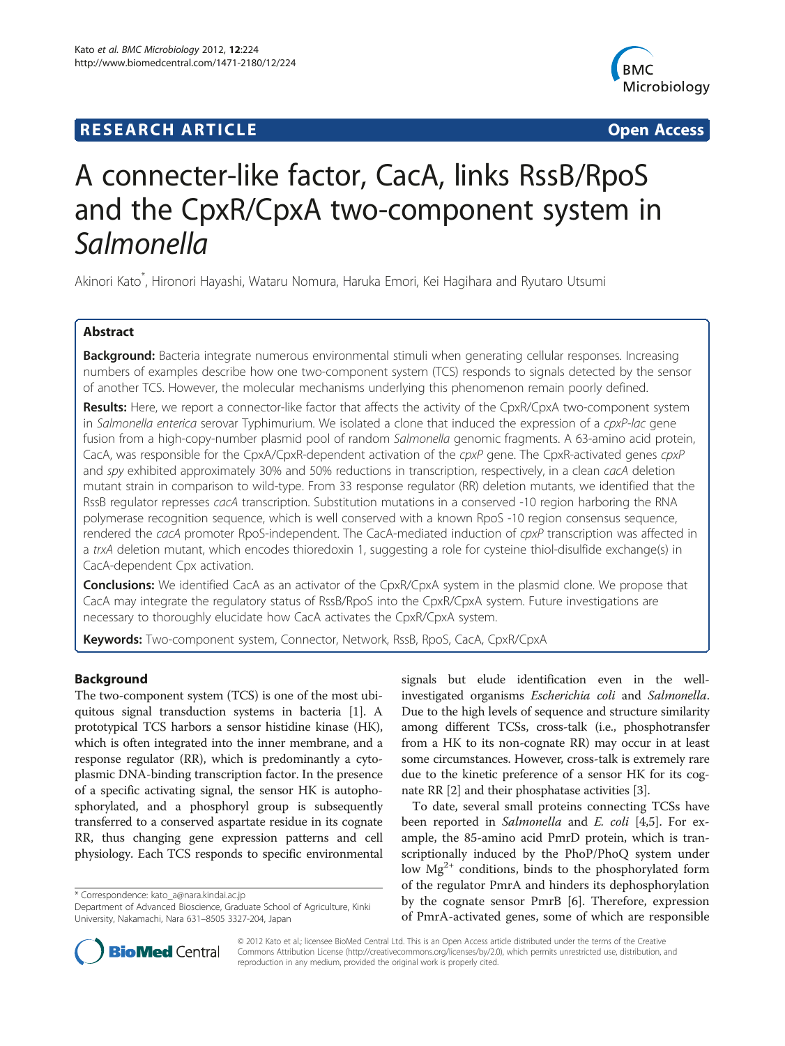**RESEARCH ARTICLE** **Open Access**

# A connecter-like factor, CacA, links RssB/RpoS and the CpxR/CpxA two-component system in *Salmonella*

Akinori Kato*, Hironori Hayashi, Wataru Nomura, Haruka Emori, Kei Hagihara and Ryutaro Utsumi

## Abstract

**Background:** Bacteria integrate numerous environmental stimuli when generating cellular responses. Increasing numbers of examples describe how one two-component system (TCS) responds to signals detected by the sensor of another TCS. However, the molecular mechanisms underlying this phenomenon remain poorly defined.

**Results:** Here, we report a connector-like factor that affects the activity of the CpxR/CpxA two-component system in *Salmonella enterica* serovar Typhimurium. We isolated a clone that induced the expression of a *cpxP-lac* gene fusion from a high-copy-number plasmid pool of random *Salmonella* genomic fragments. A 63-amino acid protein, CacA, was responsible for the CpxA/CpxR-dependent activation of the *cpxP* gene. The CpxR-activated genes *cpxP* and *spy* exhibited approximately 30% and 50% reductions in transcription, respectively, in a clean *cacA* deletion mutant strain in comparison to wild-type. From 33 response regulator (RR) deletion mutants, we identified that the RssB regulator represses *cacA* transcription. Substitution mutations in a conserved -10 region harboring the RNA polymerase recognition sequence, which is well conserved with a known RpoS -10 region consensus sequence, rendered the *cacA* promoter RpoS-independent. The CacA-mediated induction of *cpxP* transcription was affected in a *trxA* deletion mutant, which encodes thioredoxin 1, suggesting a role for cysteine thiol-disulfide exchange(s) in CacA-dependent Cpx activation.

**Conclusions:** We identified CacA as an activator of the CpxR/CpxA system in the plasmid clone. We propose that CacA may integrate the regulatory status of RssB/RpoS into the CpxR/CpxA system. Future investigations are necessary to thoroughly elucidate how CacA activates the CpxR/CpxA system.

**Keywords:** Two-component system, Connector, Network, RssB, RpoS, CacA, CpxR/CpxA

## Background

The two-component system (TCS) is one of the most ubiquitous signal transduction systems in bacteria [1]. A prototypical TCS harbors a sensor histidine kinase (HK), which is often integrated into the inner membrane, and a response regulator (RR), which is predominantly a cytoplasmic DNA-binding transcription factor. In the presence of a specific activating signal, the sensor HK is autophosphorylated, and a phosphoryl group is subsequently transferred to a conserved aspartate residue in its cognate RR, thus changing gene expression patterns and cell physiology. Each TCS responds to specific environmental signals but elude identification even in the well-investigated organisms *Escherichia coli* and *Salmonella*. Due to the high levels of sequence and structure similarity among different TCSs, cross-talk (i.e., phosphotransfer from a HK to its non-cognate RR) may occur in at least some circumstances. However, cross-talk is extremely rare due to the kinetic preference of a sensor HK for its cognate RR [2] and their phosphatase activities [3].

To date, several small proteins connecting TCSs have been reported in *Salmonella* and *E. coli* [4,5]. For example, the 85-amino acid PmrD protein, which is transcriptionally induced by the PhoP/PhoQ system under low $Mg^{2+}$ conditions, binds to the phosphorylated form of the regulator PmrA and hinders its dephosphorylation by the cognate sensor PmrB [6]. Therefore, expression of PmrA-activated genes, some of which are responsible

* Correspondence: kato_a@nara.kindai.ac.jp
Department of Advanced Bioscience, Graduate School of Agriculture, Kinki University, Nakamachi, Nara 631–8505 3327-204, Japan

© 2012 Kato et al.; licensee BioMed Central Ltd. This is an Open Access article distributed under the terms of the Creative Commons Attribution License (http://creativecommons.org/licenses/by/2.0), which permits unrestricted use, distribution, and reproduction in any medium, provided the original work is properly cited.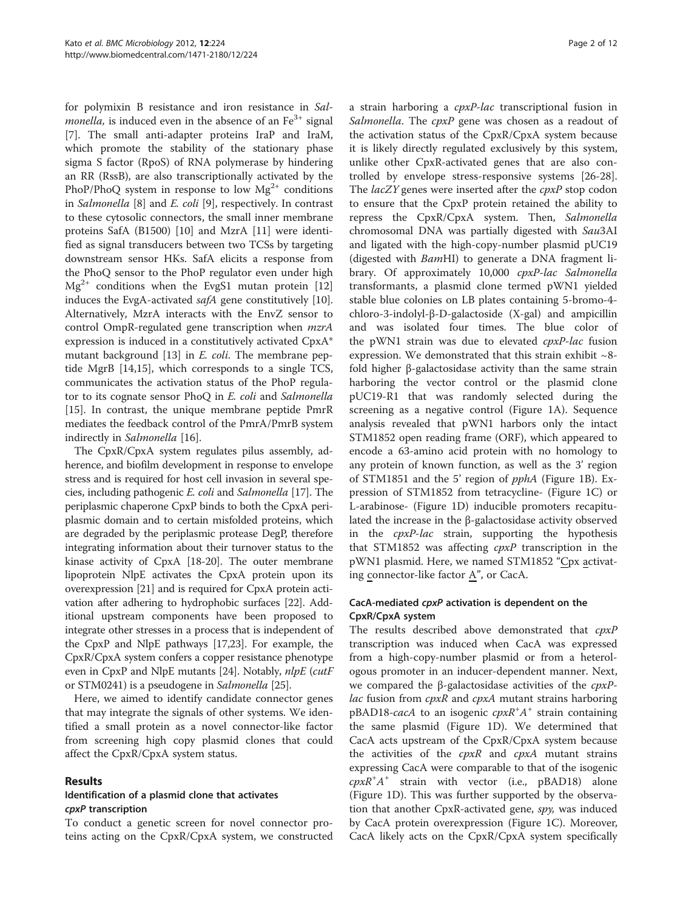for polymixin B resistance and iron resistance in *Salmonella,* is induced even in the absence of an $Fe^{3+}$ signal [7]. The small anti-adapter proteins IraP and IraM, which promote the stability of the stationary phase sigma S factor (RpoS) of RNA polymerase by hindering an RR (RssB), are also transcriptionally activated by the PhoP/PhoQ system in response to low $Mg^{2+}$ conditions in *Salmonella* [8] and *E. coli* [9], respectively. In contrast to these cytosolic connectors, the small inner membrane proteins SafA (B1500) [10] and MzrA [11] were identified as signal transducers between two TCSs by targeting downstream sensor HKs. SafA elicits a response from the PhoQ sensor to the PhoP regulator even under high $Mg^{2+}$ conditions when the EvgS1 mutan protein [12] induces the EvgA-activated *safA* gene constitutively [10]. Alternatively, MzrA interacts with the EnvZ sensor to control OmpR-regulated gene transcription when *mzrA* expression is induced in a constitutively activated CpxA* mutant background [13] in *E. coli*. The membrane peptide MgrB [14,15], which corresponds to a single TCS, communicates the activation status of the PhoP regulator to its cognate sensor PhoQ in *E. coli* and *Salmonella* [15]. In contrast, the unique membrane peptide PmrR mediates the feedback control of the PmrA/PmrB system indirectly in *Salmonella* [16].

The CpxR/CpxA system regulates pilus assembly, adherence, and biofilm development in response to envelope stress and is required for host cell invasion in several species, including pathogenic *E. coli* and *Salmonella* [17]. The periplasmic chaperone CpxP binds to both the CpxA periplasmic domain and to certain misfolded proteins, which are degraded by the periplasmic protease DegP, therefore integrating information about their turnover status to the kinase activity of CpxA [18-20]. The outer membrane lipoprotein NlpE activates the CpxA protein upon its overexpression [21] and is required for CpxA protein activation after adhering to hydrophobic surfaces [22]. Additional upstream components have been proposed to integrate other stresses in a process that is independent of the CpxP and NlpE pathways [17,23]. For example, the CpxR/CpxA system confers a copper resistance phenotype even in CpxP and NlpE mutants [24]. Notably, *nlpE* (*cutF* or STM0241) is a pseudogene in *Salmonella* [25].

Here, we aimed to identify candidate connector genes that may integrate the signals of other systems. We identified a small protein as a novel connector-like factor from screening high copy plasmid clones that could affect the CpxR/CpxA system status.

## Results

### Identification of a plasmid clone that activates *cpxP* transcription

To conduct a genetic screen for novel connector proteins acting on the CpxR/CpxA system, we constructed a strain harboring a *cpxP-lac* transcriptional fusion in *Salmonella*. The *cpxP* gene was chosen as a readout of the activation status of the CpxR/CpxA system because it is likely directly regulated exclusively by this system, unlike other CpxR-activated genes that are also controlled by envelope stress-responsive systems [26-28]. The *lacZY* genes were inserted after the *cpxP* stop codon to ensure that the CpxP protein retained the ability to repress the CpxR/CpxA system. Then, *Salmonella* chromosomal DNA was partially digested with *Sau*3AI and ligated with the high-copy-number plasmid pUC19 (digested with *Bam*HI) to generate a DNA fragment library. Of approximately 10,000 *cpxP-lac Salmonella* transformants, a plasmid clone termed pWN1 yielded stable blue colonies on LB plates containing 5-bromo-4-chloro-3-indolyl-β-D-galactoside (X-gal) and ampicillin and was isolated four times. The blue color of the pWN1 strain was due to elevated *cpxP-lac* fusion expression. We demonstrated that this strain exhibit ~8-fold higher β-galactosidase activity than the same strain harboring the vector control or the plasmid clone pUC19-R1 that was randomly selected during the screening as a negative control (Figure 1A). Sequence analysis revealed that pWN1 harbors only the intact STM1852 open reading frame (ORF), which appeared to encode a 63-amino acid protein with no homology to any protein of known function, as well as the 3' region of STM1851 and the 5' region of *pphA* (Figure 1B). Expression of STM1852 from tetracycline- (Figure 1C) or L-arabinose- (Figure 1D) inducible promoters recapitulated the increase in the β-galactosidase activity observed in the *cpxP-lac* strain, supporting the hypothesis that STM1852 was affecting *cpxP* transcription in the pWN1 plasmid. Here, we named STM1852 "Cpx activating connector-like factor A", or CacA.

### CacA-mediated *cpxP* activation is dependent on the CpxR/CpxA system

The results described above demonstrated that *cpxP* transcription was induced when CacA was expressed from a high-copy-number plasmid or from a heterologous promoter in an inducer-dependent manner. Next, we compared the β-galactosidase activities of the *cpxP-lac* fusion from *cpxR* and *cpxA* mutant strains harboring pBAD18-*cacA* to an isogenic $cpxR^{+}A^{+}$ strain containing the same plasmid (Figure 1D). We determined that CacA acts upstream of the CpxR/CpxA system because the activities of the *cpxR* and *cpxA* mutant strains expressing CacA were comparable to that of the isogenic $cpxR^{+}A^{+}$ strain with vector (i.e., pBAD18) alone (Figure 1D). This was further supported by the observation that another CpxR-activated gene, *spy,* was induced by CacA protein overexpression (Figure 1C). Moreover, CacA likely acts on the CpxR/CpxA system specifically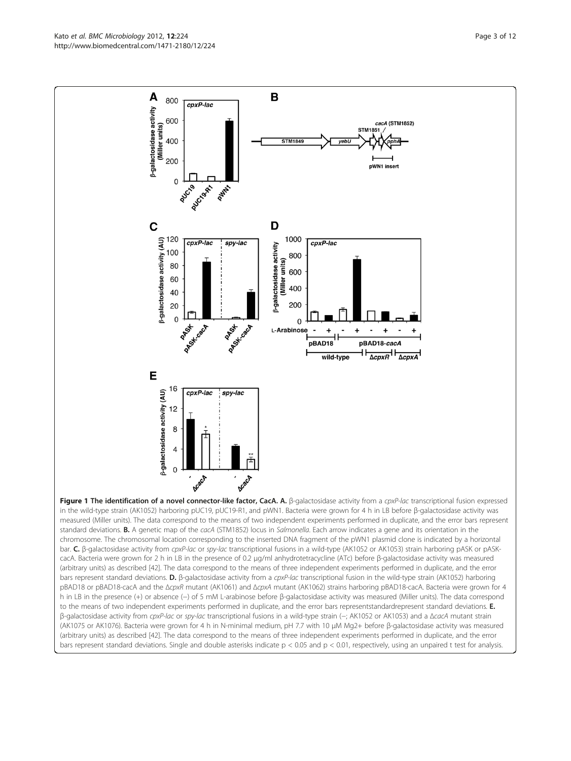**Figure 1 The identification of a novel connector-like factor, CacA. A.** β-galactosidase activity from a *cpxP-lac* transcriptional fusion expressed in the wild-type strain (AK1052) harboring pUC19, pUC19-R1, and pWN1. Bacteria were grown for 4 h in LB before β-galactosidase activity was measured (Miller units). The data correspond to the means of two independent experiments performed in duplicate, and the error bars represent standard deviations. **B.** A genetic map of the *cacA* (STM1852) locus in *Salmonella*. Each arrow indicates a gene and its orientation in the chromosome. The chromosomal location corresponding to the inserted DNA fragment of the pWN1 plasmid clone is indicated by a horizontal bar. **C.** β-galactosidase activity from *cpxP-lac* or *spy-lac* transcriptional fusions in a wild-type (AK1052 or AK1053) strain harboring pASK or pASK-cacA. Bacteria were grown for 2 h in LB in the presence of 0.2 μg/ml anhydrotetracycline (ATc) before β-galactosidase activity was measured (arbitrary units) as described [42]. The data correspond to the means of three independent experiments performed in duplicate, and the error bars represent standard deviations. **D.** β-galactosidase activity from a *cpxP-lac* transcriptional fusion in the wild-type strain (AK1052) harboring pBAD18 or pBAD18-cacA and the Δ*cpxR* mutant (AK1061) and Δ*cpxA* mutant (AK1062) strains harboring pBAD18-cacA. Bacteria were grown for 4 h in LB in the presence (+) or absence (–) of 5 mM L-arabinose before β-galactosidase activity was measured (Miller units). The data correspond to the means of two independent experiments performed in duplicate, and the error bars representstandardrepresent standard deviations. **E.** β-galactosidase activity from *cpxP-lac* or *spy-lac* transcriptional fusions in a wild-type strain (–; AK1052 or AK1053) and a Δ*cacA* mutant strain (AK1075 or AK1076). Bacteria were grown for 4 h in N-minimal medium, pH 7.7 with 10 μM $Mg^{2+}$ before β-galactosidase activity was measured (arbitrary units) as described [42]. The data correspond to the means of three independent experiments performed in duplicate, and the error bars represent standard deviations. Single and double asterisks indicate $p < 0.05$ and $p < 0.01$, respectively, using an unpaired t test for analysis.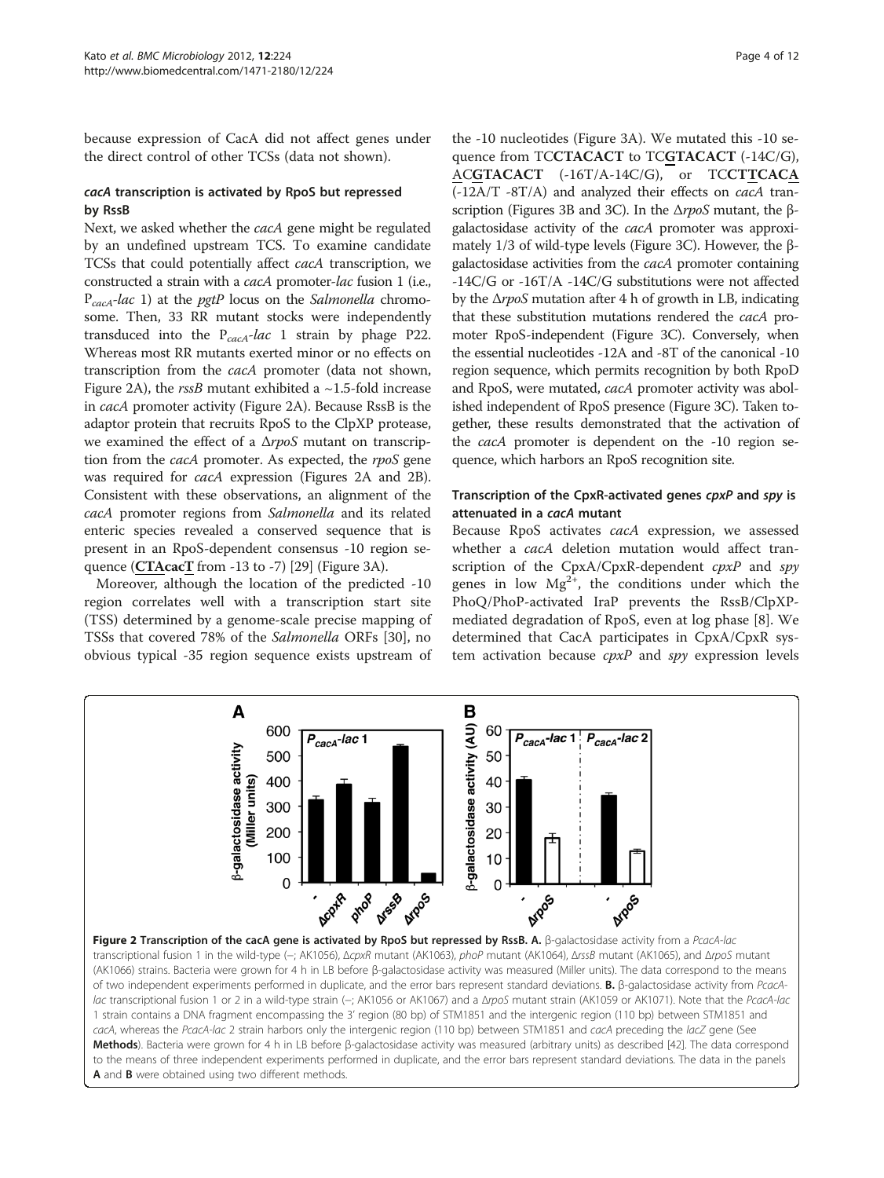because expression of CacA did not affect genes under the direct control of other TCSs (data not shown).

### *cacA* transcription is activated by RpoS but repressed by RssB

Next, we asked whether the *cacA* gene might be regulated by an undefined upstream TCS. To examine candidate TCSs that could potentially affect *cacA* transcription, we constructed a strain with a *cacA* promoter-*lac* fusion 1 (i.e., $P_{cacA}$-*lac* 1) at the *pgtP* locus on the *Salmonella* chromosome. Then, 33 RR mutant stocks were independently transduced into the $P_{cacA}$-*lac* 1 strain by phage P22. Whereas most RR mutants exerted minor or no effects on transcription from the *cacA* promoter (data not shown, Figure 2A), the *rssB* mutant exhibited a ~1.5-fold increase in *cacA* promoter activity (Figure 2A). Because RssB is the adaptor protein that recruits RpoS to the ClpXP protease, we examined the effect of a Δ*rpoS* mutant on transcription from the *cacA* promoter. As expected, the *rpoS* gene was required for *cacA* expression (Figures 2A and 2B). Consistent with these observations, an alignment of the *cacA* promoter regions from *Salmonella* and its related enteric species revealed a conserved sequence that is present in an RpoS-dependent consensus -10 region sequence (**CTAcacT** from -13 to -7) [29] (Figure 3A).

Moreover, although the location of the predicted -10 region correlates well with a transcription start site (TSS) determined by a genome-scale precise mapping of TSSs that covered 78% of the *Salmonella* ORFs [30], no obvious typical -35 region sequence exists upstream of the -10 nucleotides (Figure 3A). We mutated this -10 sequence from TC**CTACACT** to TC**G**TACACT (-14C/G), AC**G**TACACT (-16T/A-14C/G), or TC**CTT**CAC**A** (-12A/T -8T/A) and analyzed their effects on *cacA* transcription (Figures 3B and 3C). In the Δ*rpoS* mutant, the β-galactosidase activity of the *cacA* promoter was approximately 1/3 of wild-type levels (Figure 3C). However, the β-galactosidase activities from the *cacA* promoter containing -14C/G or -16T/A -14C/G substitutions were not affected by the Δ*rpoS* mutation after 4 h of growth in LB, indicating that these substitution mutations rendered the *cacA* promoter RpoS-independent (Figure 3C). Conversely, when the essential nucleotides -12A and -8T of the canonical -10 region sequence, which permits recognition by both RpoD and RpoS, were mutated, *cacA* promoter activity was abolished independent of RpoS presence (Figure 3C). Taken together, these results demonstrated that the activation of the *cacA* promoter is dependent on the -10 region sequence, which harbors an RpoS recognition site.

### Transcription of the CpxR-activated genes *cpxP* and *spy* is attenuated in a *cacA* mutant

Because RpoS activates *cacA* expression, we assessed whether a *cacA* deletion mutation would affect transcription of the CpxA/CpxR-dependent *cpxP* and *spy* genes in low $Mg^{2+}$, the conditions under which the PhoQ/PhoP-activated IraP prevents the RssB/ClpXP-mediated degradation of RpoS, even at log phase [8]. We determined that CacA participates in CpxA/CpxR system activation because *cpxP* and *spy* expression levels

**Figure 2 Transcription of the cacA gene is activated by RpoS but repressed by RssB. A.** β-galactosidase activity from a *PcacA-lac* transcriptional fusion 1 in the wild-type (–; AK1056), Δ*cpxR* mutant (AK1063), *phoP* mutant (AK1064), Δ*rssB* mutant (AK1065), and Δ*rpoS* mutant (AK1066) strains. Bacteria were grown for 4 h in LB before β-galactosidase activity was measured (Miller units). The data correspond to the means of two independent experiments performed in duplicate, and the error bars represent standard deviations. **B.** β-galactosidase activity from *PcacA-lac* transcriptional fusion 1 or 2 in a wild-type strain (–; AK1056 or AK1067) and a Δ*rpoS* mutant strain (AK1059 or AK1071). Note that the *PcacA-lac* 1 strain contains a DNA fragment encompassing the 3′ region (80 bp) of STM1851 and the intergenic region (110 bp) between STM1851 and *cacA*, whereas the *PcacA-lac* 2 strain harbors only the intergenic region (110 bp) between STM1851 and *cacA* preceding the *lacZ* gene (See **Methods**). Bacteria were grown for 4 h in LB before β-galactosidase activity was measured (arbitrary units) as described [42]. The data correspond to the means of three independent experiments performed in duplicate, and the error bars represent standard deviations. The data in the panels **A** and **B** were obtained using two different methods.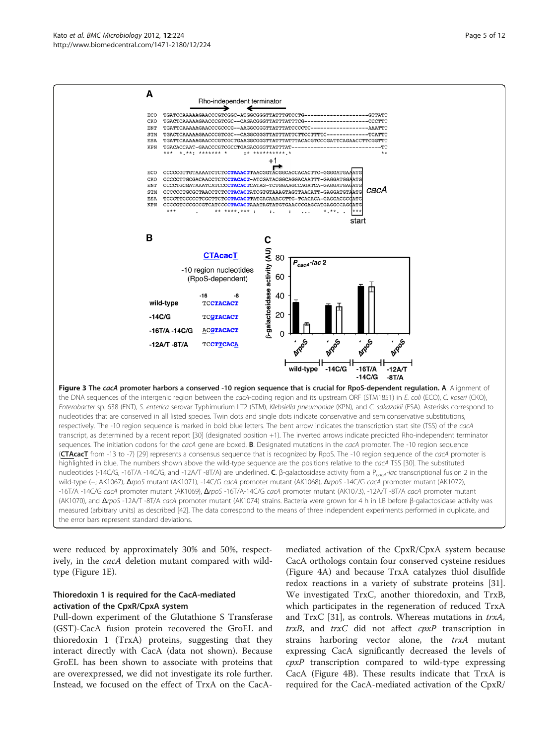**Figure 3 The *cacA* promoter harbors a conserved -10 region sequence that is crucial for RpoS-dependent regulation. A**. Alignment of the DNA sequences of the intergenic region between the *cacA*-coding region and its upstream ORF (STM1851) in *E. coli* (ECO), *C. koseri* (CKO), *Enterobacter* sp. 638 (ENT), *S. enterica* serovar Typhimurium LT2 (STM), *Klebsiella pneumoniae* (KPN), and *C. sakazakii* (ESA). Asterisks correspond to nucleotides that are conserved in all listed species. Twin dots and single dots indicate conservative and semiconservative substitutions, respectively. The -10 region sequence is marked in bold blue letters. The bent arrow indicates the transcription start site (TSS) of the *cacA* transcript, as determined by a recent report [30] (designated position +1). The inverted arrows indicate predicted Rho-independent terminator sequences. The initiation codons for the *cacA* gene are boxed. **B**. Designated mutations in the *cacA* promoter. The -10 region sequence (**CTAcacT** from -13 to -7) [29] represents a consensus sequence that is recognized by RpoS. The -10 region sequence of the *cacA* promoter is highlighted in blue. The numbers shown above the wild-type sequence are the positions relative to the *cacA* TSS [30]. The substituted nucleotides (-14C/G, -16T/A -14C/G, and -12A/T -8T/A) are underlined. **C**. β-galactosidase activity from a $P_{cacA}$-*lac* transcriptional fusion 2 in the wild-type (–; AK1067), Δ*rpoS* mutant (AK1071), -14C/G *cacA* promoter mutant (AK1068), Δ*rpoS* -14C/G *cacA* promoter mutant (AK1072), -16T/A -14C/G *cacA* promoter mutant (AK1069), Δ*rpoS* -16T/A-14C/G *cacA* promoter mutant (AK1073), -12A/T -8T/A *cacA* promoter mutant (AK1070), and Δ*rpoS* -12A/T -8T/A *cacA* promoter mutant (AK1074) strains. Bacteria were grown for 4 h in LB before β-galactosidase activity was measured (arbitrary units) as described [42]. The data correspond to the means of three independent experiments performed in duplicate, and the error bars represent standard deviations.

were reduced by approximately 30% and 50%, respectively, in the *cacA* deletion mutant compared with wild-type (Figure 1E).

### Thioredoxin 1 is required for the CacA-mediated activation of the CpxR/CpxA system

Pull-down experiment of the Glutathione S Transferase (GST)-CacA fusion protein recovered the GroEL and thioredoxin 1 (TrxA) proteins, suggesting that they interact directly with CacA (data not shown). Because GroEL has been shown to associate with proteins that are overexpressed, we did not investigate its role further. Instead, we focused on the effect of TrxA on the CacA-mediated activation of the CpxR/CpxA system because CacA orthologs contain four conserved cysteine residues (Figure 4A) and because TrxA catalyzes thiol disulfide redox reactions in a variety of substrate proteins [31]. We investigated TrxC, another thioredoxin, and TrxB, which participates in the regeneration of reduced TrxA and TrxC [31], as controls. Whereas mutations in *trxA*, *trxB*, and *trxC* did not affect *cpxP* transcription in strains harboring vector alone, the *trxA* mutant expressing CacA significantly decreased the levels of *cpxP* transcription compared to wild-type expressing CacA (Figure 4B). These results indicate that TrxA is required for the CacA-mediated activation of the CpxR/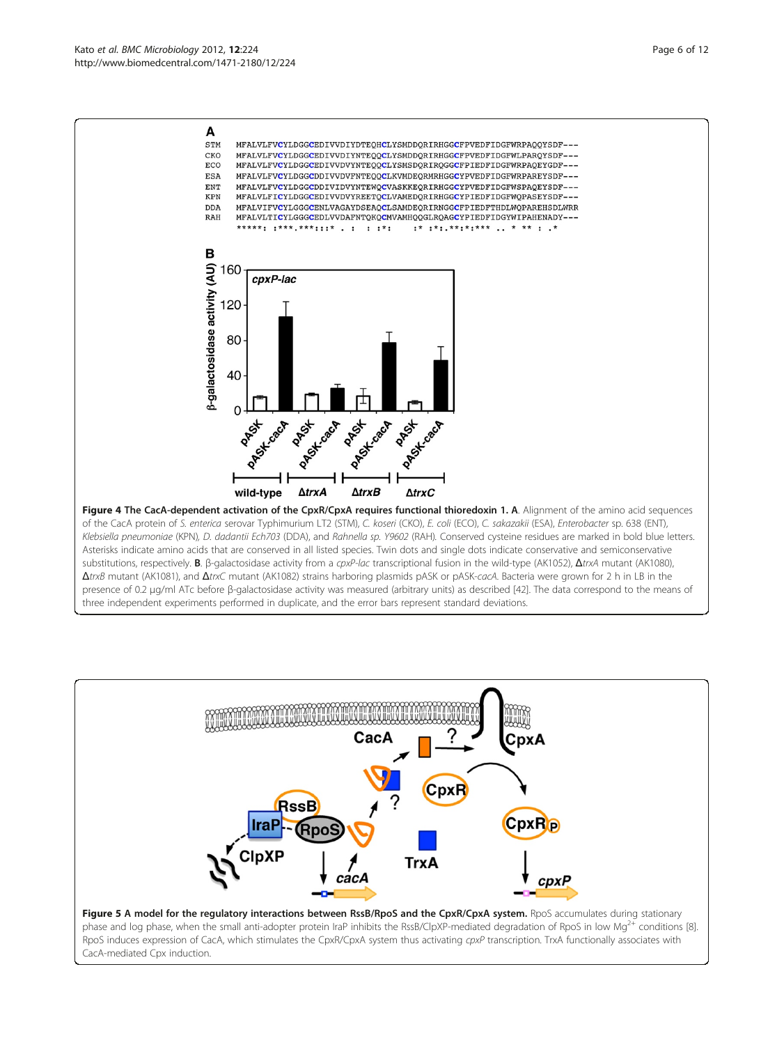**Figure 4 The CacA-dependent activation of the CpxR/CpxA requires functional thioredoxin 1. A**. Alignment of the amino acid sequences of the CacA protein of *S. enterica* serovar Typhimurium LT2 (STM), *C. koseri* (CKO), *E. coli* (ECO), *C. sakazakii* (ESA), *Enterobacter* sp. 638 (ENT), *Klebsiella pneumoniae* (KPN), *D. dadantii Ech703* (DDA), and *Rahnella sp. Y9602* (RAH). Conserved cysteine residues are marked in bold blue letters. Asterisks indicate amino acids that are conserved in all listed species. Twin dots and single dots indicate conservative and semiconservative substitutions, respectively. **B**. β-galactosidase activity from a *cpxP-lac* transcriptional fusion in the wild-type (AK1052), Δ*trxA* mutant (AK1080), Δ*trxB* mutant (AK1081), and Δ*trxC* mutant (AK1082) strains harboring plasmids pASK or pASK-*cacA*. Bacteria were grown for 2 h in LB in the presence of 0.2 μg/ml ATc before β-galactosidase activity was measured (arbitrary units) as described [42]. The data correspond to the means of three independent experiments performed in duplicate, and the error bars represent standard deviations.

**Figure 5 A model for the regulatory interactions between RssB/RpoS and the CpxR/CpxA system.** RpoS accumulates during stationary phase and log phase, when the small anti-adopter protein IraP inhibits the RssB/ClpXP-mediated degradation of RpoS in low $Mg^{2+}$ conditions [8]. RpoS induces expression of CacA, which stimulates the CpxR/CpxA system thus activating *cpxP* transcription. TrxA functionally associates with CacA-mediated Cpx induction.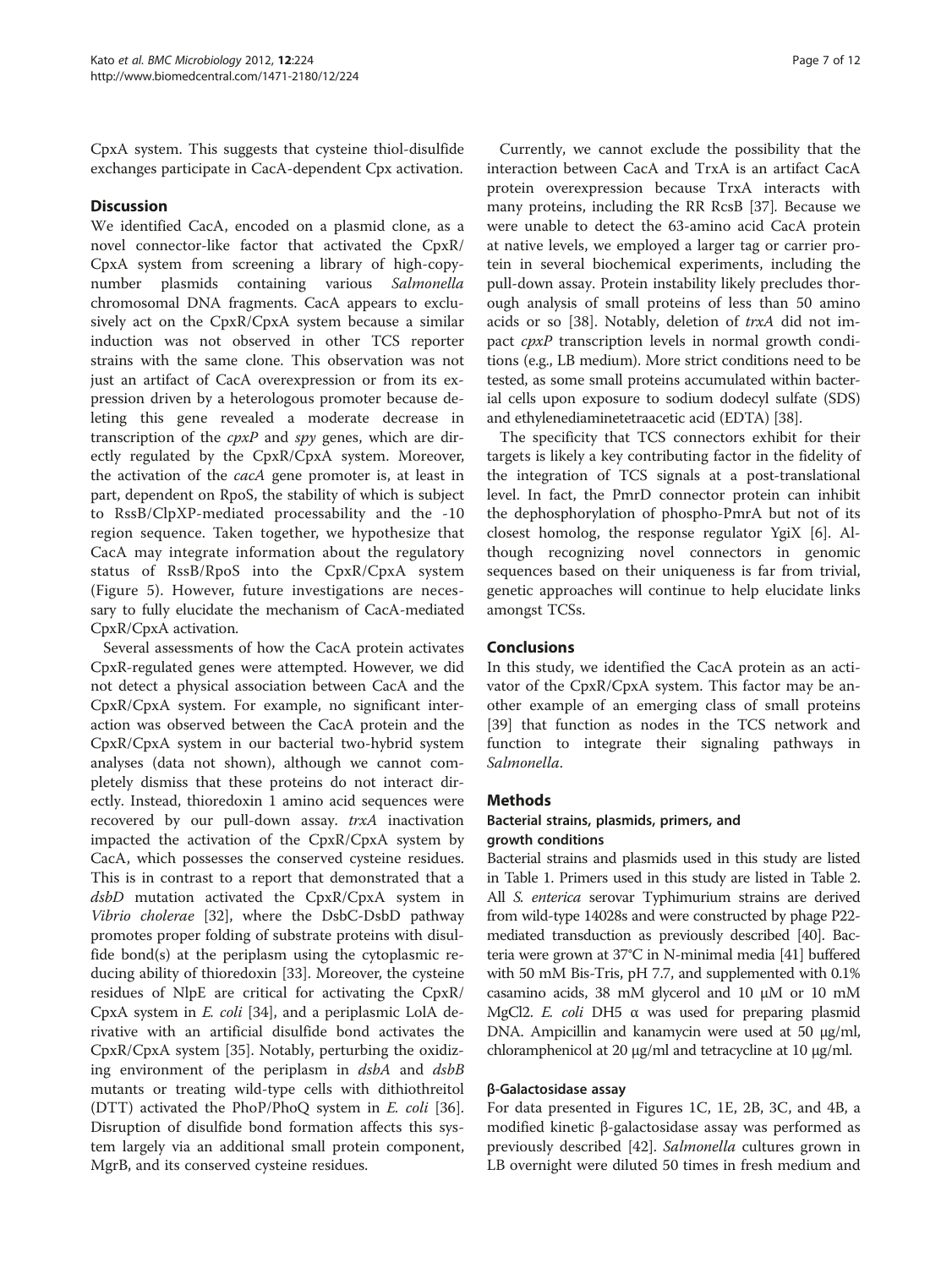CpxA system. This suggests that cysteine thiol-disulfide exchanges participate in CacA-dependent Cpx activation.

## Discussion

We identified CacA, encoded on a plasmid clone, as a novel connector-like factor that activated the CpxR/CpxA system from screening a library of high-copy-number plasmids containing various *Salmonella* chromosomal DNA fragments. CacA appears to exclusively act on the CpxR/CpxA system because a similar induction was not observed in other TCS reporter strains with the same clone. This observation was not just an artifact of CacA overexpression or from its expression driven by a heterologous promoter because deleting this gene revealed a moderate decrease in transcription of the *cpxP* and *spy* genes, which are directly regulated by the CpxR/CpxA system. Moreover, the activation of the *cacA* gene promoter is, at least in part, dependent on RpoS, the stability of which is subject to RssB/ClpXP-mediated processability and the -10 region sequence. Taken together, we hypothesize that CacA may integrate information about the regulatory status of RssB/RpoS into the CpxR/CpxA system (Figure 5). However, future investigations are necessary to fully elucidate the mechanism of CacA-mediated CpxR/CpxA activation.

Several assessments of how the CacA protein activates CpxR-regulated genes were attempted. However, we did not detect a physical association between CacA and the CpxR/CpxA system. For example, no significant interaction was observed between the CacA protein and the CpxR/CpxA system in our bacterial two-hybrid system analyses (data not shown), although we cannot completely dismiss that these proteins do not interact directly. Instead, thioredoxin 1 amino acid sequences were recovered by our pull-down assay. *trxA* inactivation impacted the activation of the CpxR/CpxA system by CacA, which possesses the conserved cysteine residues. This is in contrast to a report that demonstrated that a *dsbD* mutation activated the CpxR/CpxA system in *Vibrio cholerae* [32], where the DsbC-DsbD pathway promotes proper folding of substrate proteins with disulfide bond(s) at the periplasm using the cytoplasmic reducing ability of thioredoxin [33]. Moreover, the cysteine residues of NlpE are critical for activating the CpxR/CpxA system in *E. coli* [34], and a periplasmic LolA derivative with an artificial disulfide bond activates the CpxR/CpxA system [35]. Notably, perturbing the oxidizing environment of the periplasm in *dsbA* and *dsbB* mutants or treating wild-type cells with dithiothreitol (DTT) activated the PhoP/PhoQ system in *E. coli* [36]. Disruption of disulfide bond formation affects this system largely via an additional small protein component, MgrB, and its conserved cysteine residues.

Currently, we cannot exclude the possibility that the interaction between CacA and TrxA is an artifact CacA protein overexpression because TrxA interacts with many proteins, including the RR RcsB [37]. Because we were unable to detect the 63-amino acid CacA protein at native levels, we employed a larger tag or carrier protein in several biochemical experiments, including the pull-down assay. Protein instability likely precludes thorough analysis of small proteins of less than 50 amino acids or so [38]. Notably, deletion of *trxA* did not impact *cpxP* transcription levels in normal growth conditions (e.g., LB medium). More strict conditions need to be tested, as some small proteins accumulated within bacterial cells upon exposure to sodium dodecyl sulfate (SDS) and ethylenediaminetetraacetic acid (EDTA) [38].

The specificity that TCS connectors exhibit for their targets is likely a key contributing factor in the fidelity of the integration of TCS signals at a post-translational level. In fact, the PmrD connector protein can inhibit the dephosphorylation of phospho-PmrA but not of its closest homolog, the response regulator YgiX [6]. Although recognizing novel connectors in genomic sequences based on their uniqueness is far from trivial, genetic approaches will continue to help elucidate links amongst TCSs.

## Conclusions

In this study, we identified the CacA protein as an activator of the CpxR/CpxA system. This factor may be another example of an emerging class of small proteins [39] that function as nodes in the TCS network and function to integrate their signaling pathways in *Salmonella*.

## Methods

### Bacterial strains, plasmids, primers, and growth conditions

Bacterial strains and plasmids used in this study are listed in Table 1. Primers used in this study are listed in Table 2. All *S. enterica* serovar Typhimurium strains are derived from wild-type 14028s and were constructed by phage P22-mediated transduction as previously described [40]. Bacteria were grown at 37°C in N-minimal media [41] buffered with 50 mM Bis-Tris, pH 7.7, and supplemented with 0.1% casamino acids, 38 mM glycerol and 10 μM or 10 mM $MgCl_2$. *E. coli* DH5 α was used for preparing plasmid DNA. Ampicillin and kanamycin were used at 50 μg/ml, chloramphenicol at 20 μg/ml and tetracycline at 10 μg/ml.

### β-Galactosidase assay

For data presented in Figures 1C, 1E, 2B, 3C, and 4B, a modified kinetic β-galactosidase assay was performed as previously described [42]. *Salmonella* cultures grown in LB overnight were diluted 50 times in fresh medium and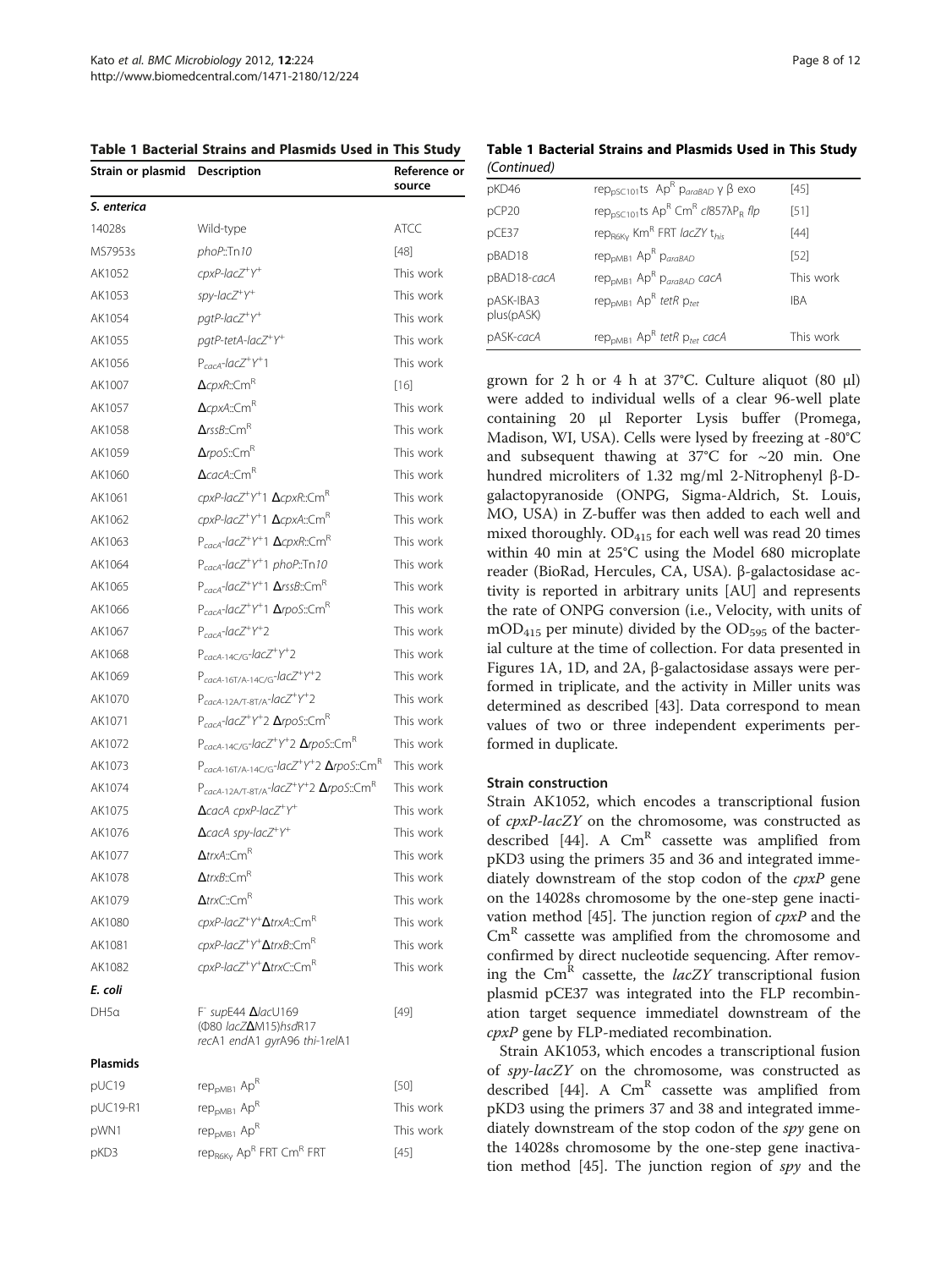**Table 1 Bacterial Strains and Plasmids Used in This Study**

| Strain or plasmid | Description | Reference or source |
|---|---|---|
| ***S. enterica*** | | |
| 14028s | Wild-type | ATCC |
| MS7953s | *phoP*::Tn*10* | [48] |
| AK1052 | *cpxP-lacZ*$^{+}$*Y*$^{+}$ | This work |
| AK1053 | *spy-lacZ*$^{+}$*Y*$^{+}$ | This work |
| AK1054 | *pgtP-lacZ*$^{+}$*Y*$^{+}$ | This work |
| AK1055 | *pgtP-tetA-lacZ*$^{+}$*Y*$^{+}$ | This work |
| AK1056 | $P_{cacA}$-*lacZ*$^{+}$*Y*$^{+}$1 | This work |
| AK1007 | Δ*cpxR*::Cm$^{R}$ | [16] |
| AK1057 | Δ*cpxA*::Cm$^{R}$ | This work |
| AK1058 | Δ*rssB*::Cm$^{R}$ | This work |
| AK1059 | Δ*rpoS*::Cm$^{R}$ | This work |
| AK1060 | Δ*cacA*::Cm$^{R}$ | This work |
| AK1061 | *cpxP-lacZ*$^{+}$*Y*$^{+}$1 Δ*cpxR*::Cm$^{R}$ | This work |
| AK1062 | *cpxP-lacZ*$^{+}$*Y*$^{+}$1 Δ*cpxA*::Cm$^{R}$ | This work |
| AK1063 | $P_{cacA}$-*lacZ*$^{+}$*Y*$^{+}$1 Δ*cpxR*::Cm$^{R}$ | This work |
| AK1064 | $P_{cacA}$-*lacZ*$^{+}$*Y*$^{+}$1 *phoP*::Tn*10* | This work |
| AK1065 | $P_{cacA}$-*lacZ*$^{+}$*Y*$^{+}$1 Δ*rssB*::Cm$^{R}$ | This work |
| AK1066 | $P_{cacA}$-*lacZ*$^{+}$*Y*$^{+}$1 Δ*rpoS*::Cm$^{R}$ | This work |
| AK1067 | $P_{cacA}$-*lacZ*$^{+}$*Y*$^{+}$2 | This work |
| AK1068 | $P_{cacA\text{-}14C/G}$-*lacZ*$^{+}$*Y*$^{+}$2 | This work |
| AK1069 | $P_{cacA\text{-}16T/A\text{-}14C/G}$-*lacZ*$^{+}$*Y*$^{+}$2 | This work |
| AK1070 | $P_{cacA\text{-}12A/T\text{-}8T/A}$-*lacZ*$^{+}$*Y*$^{+}$2 | This work |
| AK1071 | $P_{cacA}$-*lacZ*$^{+}$*Y*$^{+}$2 Δ*rpoS*::Cm$^{R}$ | This work |
| AK1072 | $P_{cacA\text{-}14C/G}$-*lacZ*$^{+}$*Y*$^{+}$2 Δ*rpoS*::Cm$^{R}$ | This work |
| AK1073 | $P_{cacA\text{-}16T/A\text{-}14C/G}$-*lacZ*$^{+}$*Y*$^{+}$2 Δ*rpoS*::Cm$^{R}$ | This work |
| AK1074 | $P_{cacA\text{-}12A/T\text{-}8T/A}$-*lacZ*$^{+}$*Y*$^{+}$2 Δ*rpoS*::Cm$^{R}$ | This work |
| AK1075 | Δ*cacA cpxP-lacZ*$^{+}$*Y*$^{+}$ | This work |
| AK1076 | Δ*cacA spy-lacZ*$^{+}$*Y*$^{+}$ | This work |
| AK1077 | Δ*trxA*::Cm$^{R}$ | This work |
| AK1078 | Δ*trxB*::Cm$^{R}$ | This work |
| AK1079 | Δ*trxC*::Cm$^{R}$ | This work |
| AK1080 | *cpxP-lacZ*$^{+}$*Y*$^{+}$Δ*trxA*::Cm$^{R}$ | This work |
| AK1081 | *cpxP-lacZ*$^{+}$*Y*$^{+}$Δ*trxB*::Cm$^{R}$ | This work |
| AK1082 | *cpxP-lacZ*$^{+}$*Y*$^{+}$Δ*trxC*::Cm$^{R}$ | This work |
| ***E. coli*** | | |
| DH5α | F$^{-}$ *sup*E44 Δ*lac*U169 (Φ80 *lacZ*ΔM15)*hsd*R17 *rec*A1 *end*A1 *gyr*A96 *thi*-1*rel*A1 | [49] |
| **Plasmids** | | |
| pUC19 | $rep_{pMB1}$ Ap$^{R}$ | [50] |
| pUC19-R1 | $rep_{pMB1}$ Ap$^{R}$ | This work |
| pWN1 | $rep_{pMB1}$ Ap$^{R}$ | This work |
| pKD3 | $rep_{R6K\gamma}$ Ap$^{R}$ FRT Cm$^{R}$ FRT | [45] |
| pKD46 | $rep_{pSC101}$ts Ap$^{R}$ $p_{araBAD}$ γ β exo | [45] |
| pCP20 | $rep_{pSC101}$ts Ap$^{R}$ Cm$^{R}$ *cI*857λ$P_{R}$ *flp* | [51] |
| pCE37 | $rep_{R6K\gamma}$ Km$^{R}$ FRT *lacZY* $t_{his}$ | [44] |
| pBAD18 | $rep_{pMB1}$ Ap$^{R}$ $p_{araBAD}$ | [52] |
| pBAD18-*cacA* | $rep_{pMB1}$ Ap$^{R}$ $p_{araBAD}$ *cacA* | This work |
| pASK-IBA3 plus(pASK) | $rep_{pMB1}$ Ap$^{R}$ *tetR* $p_{tet}$ | IBA |
| pASK-*cacA* | $rep_{pMB1}$ Ap$^{R}$ *tetR* $p_{tet}$ *cacA* | This work |

grown for 2 h or 4 h at 37°C. Culture aliquot (80 μl) were added to individual wells of a clear 96-well plate containing 20 μl Reporter Lysis buffer (Promega, Madison, WI, USA). Cells were lysed by freezing at -80°C and subsequent thawing at 37°C for ~20 min. One hundred microliters of 1.32 mg/ml 2-Nitrophenyl β-D-galactopyranoside (ONPG, Sigma-Aldrich, St. Louis, MO, USA) in Z-buffer was then added to each well and mixed thoroughly. $OD_{415}$ for each well was read 20 times within 40 min at 25°C using the Model 680 microplate reader (BioRad, Hercules, CA, USA). β-galactosidase activity is reported in arbitrary units [AU] and represents the rate of ONPG conversion (i.e., Velocity, with units of $mOD_{415}$ per minute) divided by the $OD_{595}$ of the bacterial culture at the time of collection. For data presented in Figures 1A, 1D, and 2A, β-galactosidase assays were performed in triplicate, and the activity in Miller units was determined as described [43]. Data correspond to mean values of two or three independent experiments performed in duplicate.

### Strain construction

Strain AK1052, which encodes a transcriptional fusion of *cpxP-lacZY* on the chromosome, was constructed as described [44]. A Cm$^{R}$ cassette was amplified from pKD3 using the primers 35 and 36 and integrated immediately downstream of the stop codon of the *cpxP* gene on the 14028s chromosome by the one-step gene inactivation method [45]. The junction region of *cpxP* and the Cm$^{R}$ cassette was amplified from the chromosome and confirmed by direct nucleotide sequencing. After removing the Cm$^{R}$ cassette, the *lacZY* transcriptional fusion plasmid pCE37 was integrated into the FLP recombination target sequence immediatel downstream of the *cpxP* gene by FLP-mediated recombination.

Strain AK1053, which encodes a transcriptional fusion of *spy-lacZY* on the chromosome, was constructed as described [44]. A Cm$^{R}$ cassette was amplified from pKD3 using the primers 37 and 38 and integrated immediately downstream of the stop codon of the *spy* gene on the 14028s chromosome by the one-step gene inactivation method [45]. The junction region of *spy* and the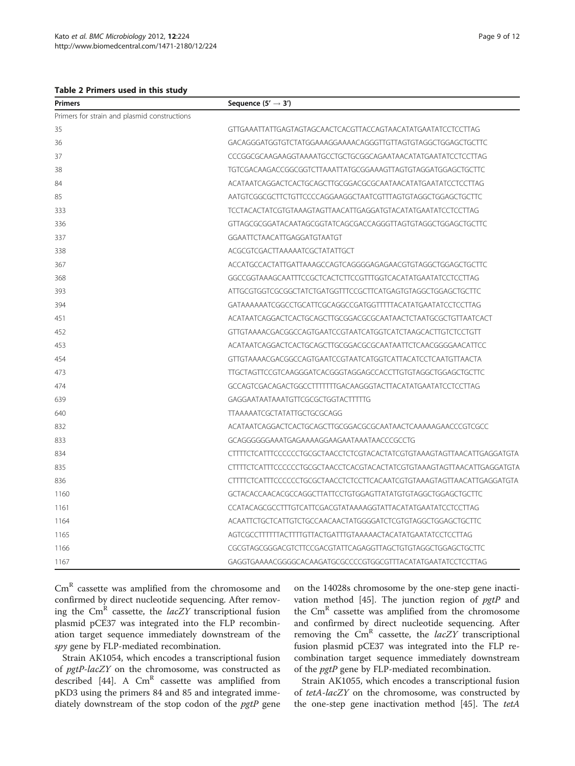**Table 2 Primers used in this study**

| Primers | Sequence (5′ → 3′) |
| --- | --- |
| Primers for strain and plasmid constructions | |
| 35 | GTTGAAATTATTGAGTAGTAGCAACTCACGTTACCAGTAACATATGAATATCCTCCTTAG |
| 36 | GACAGGGATGGTGTCTATGGAAAGGAAAACAGGGTTGTTAGTGTAGGCTGGAGCTGCTTC |
| 37 | CCCGGCGCAAGAAGGTAAAATGCCTGCTGCGGCAGAATAACATATGAATATCCTCCTTAG |
| 38 | TGTCGACAAGACCGGCGGTCTTAAATTATGCGGAAAGTTAGTGTAGGATGGAGCTGCTTC |
| 84 | ACATAATCAGGACTCACTGCAGCTTGCGGACGCGCAATAACATATGAATATCCTCCTTAG |
| 85 | AATGTCGGCGCTTCTGTTCCCCAGGAAGGCTAATCGTTTAGTGTAGGCTGGAGCTGCTTC |
| 333 | TCCTACACTATCGTGTAAAGTAGTTAACATTGAGGATGTACATATGAATATCCTCCTTAG |
| 336 | GTTAGCGCGGATACAATAGCGGTATCAGCGACCAGGGTTAGTGTAGGCTGGAGCTGCTTC |
| 337 | GGAATTCTAACATTGAGGATGTAATGT |
| 338 | ACGCGTCGACTTAAAAATCGCTATATTGCT |
| 367 | ACCATGCCACTATTGATTAAAGCCAGTCAGGGGAGAGAACGTGTAGGCTGGAGCTGCTTC |
| 368 | GGCCGGTAAAGCAATTTCCGCTCACTCTTCCGTTTGGTCACATATGAATATCCTCCTTAG |
| 393 | ATTGCGTGGTCGCGGCTATCTGATGGTTTCCGCTTCATGAGTGTAGGCTGGAGCTGCTTC |
| 394 | GATAAAAAATCGGCCTGCATTCGCAGGCCGATGGTTTTTACATATGAATATCCTCCTTAG |
| 451 | ACATAATCAGGACTCACTGCAGCTTGCGGACGCGCAATAACTCTAATGCGCTGTTAATCACT |
| 452 | GTTGTAAAACGACGGCCAGTGAATCCGTAATCATGGTCATCTAAGCACTTGTCTCCTGTT |
| 453 | ACATAATCAGGACTCACTGCAGCTTGCGGACGCGCAATAATTCTCAACGGGGAACATTCC |
| 454 | GTTGTAAAACGACGGCCAGTGAATCCGTAATCATGGTCATTACATCCTCAATGTTAACTA |
| 473 | TTGCTAGTTCCGTCAAGGGATCACGGGTAGGAGCCACCTTGTGTAGGCTGGAGCTGCTTC |
| 474 | GCCAGTCGACAGACTGGCCTTTTTTTGACAAGGGTACTTACATATGAATATCCTCCTTAG |
| 639 | GAGGAATAATAAATGTTCGCGCTGGTACTTTTTG |
| 640 | TTAAAAATCGCTATATTGCTGCGCAGG |
| 832 | ACATAATCAGGACTCACTGCAGCTTGCGGACGCGCAATAACTCAAAAAGAACCCGTCGCC |
| 833 | GCAGGGGGGAAATGAGAAAAGGAAGAATAAATAACCCGCCTG |
| 834 | CTTTTCTCATTTCCCCCCTGCGCTAACCTCTCGTACACTATCGTGTAAAGTAGTTAACATTGAGGATGTA |
| 835 | CTTTTCTCATTTCCCCCCTGCGCTAACCTCACGTACACTATCGTGTAAAGTAGTTAACATTGAGGATGTA |
| 836 | CTTTTCTCATTTCCCCCCTGCGCTAACCTCTCCTTCACAATCGTGTAAAGTAGTTAACATTGAGGATGTA |
| 1160 | GCTACACCAACACGCCAGGCTTATTCCTGTGGAGTTATATGTGTAGGCTGGAGCTGCTTC |
| 1161 | CCATACAGCGCCTTTGTCATTCGACGTATAAAAGGTATTACATATGAATATCCTCCTTAG |
| 1164 | ACAATTCTGCTCATTGTCTGCCAACAACTATGGGGATCTCGTGTAGGCTGGAGCTGCTTC |
| 1165 | AGTCGCCTTTTTTACTTTGTTACTGATTTGTAAAAACTACATATGAATATCCTCCTTAG |
| 1166 | CGCGTAGCGGGACGTCTTCCGACGTATTCAGAGGTTAGCTGTGTAGGCTGGAGCTGCTTC |
| 1167 | GAGGTGAAAACGGGGCACAAGATGCGCCCCGTGGCGTTTACATATGAATATCCTCCTTAG |

$Cm^R$ cassette was amplified from the chromosome and confirmed by direct nucleotide sequencing. After removing the $Cm^R$ cassette, the *lacZY* transcriptional fusion plasmid pCE37 was integrated into the FLP recombination target sequence immediately downstream of the *spy* gene by FLP-mediated recombination.

Strain AK1054, which encodes a transcriptional fusion of *pgtP-lacZY* on the chromosome, was constructed as described [44]. A $Cm^R$ cassette was amplified from pKD3 using the primers 84 and 85 and integrated immediately downstream of the stop codon of the *pgtP* gene on the 14028s chromosome by the one-step gene inactivation method [45]. The junction region of *pgtP* and the $Cm^R$ cassette was amplified from the chromosome and confirmed by direct nucleotide sequencing. After removing the $Cm^R$ cassette, the *lacZY* transcriptional fusion plasmid pCE37 was integrated into the FLP recombination target sequence immediately downstream of the *pgtP* gene by FLP-mediated recombination.

Strain AK1055, which encodes a transcriptional fusion of *tetA-lacZY* on the chromosome, was constructed by the one-step gene inactivation method [45]. The *tetA*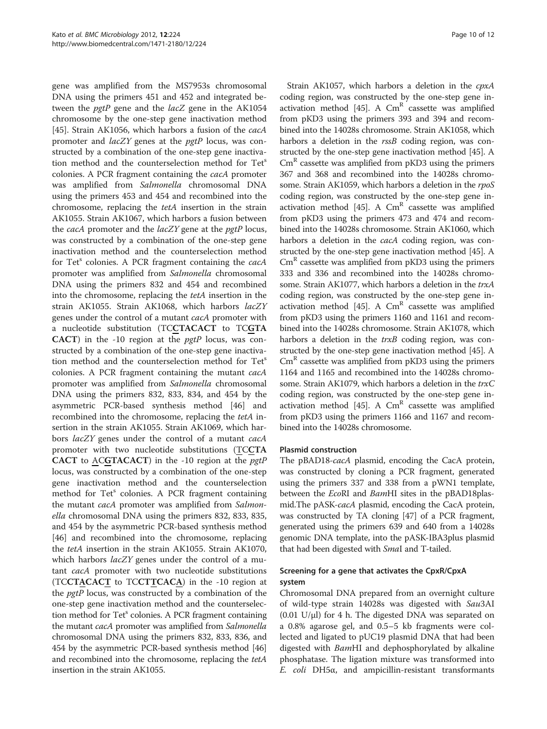gene was amplified from the MS7953s chromosomal DNA using the primers 451 and 452 and integrated between the *pgtP* gene and the *lacZ* gene in the AK1054 chromosome by the one-step gene inactivation method [45]. Strain AK1056, which harbors a fusion of the *cacA* promoter and *lacZY* genes at the *pgtP* locus, was constructed by a combination of the one-step gene inactivation method and the counterselection method for Tet$^s$ colonies. A PCR fragment containing the *cacA* promoter was amplified from *Salmonella* chromosomal DNA using the primers 453 and 454 and recombined into the chromosome, replacing the *tetA* insertion in the strain AK1055. Strain AK1067, which harbors a fusion between the *cacA* promoter and the *lacZY* gene at the *pgtP* locus, was constructed by a combination of the one-step gene inactivation method and the counterselection method for Tet$^s$ colonies. A PCR fragment containing the *cacA* promoter was amplified from *Salmonella* chromosomal DNA using the primers 832 and 454 and recombined into the chromosome, replacing the *tetA* insertion in the strain AK1055. Strain AK1068, which harbors *lacZY* genes under the control of a mutant *cacA* promoter with a nucleotide substitution (TC**CTACACT** to TC**GTA CACT**) in the -10 region at the *pgtP* locus, was constructed by a combination of the one-step gene inactivation method and the counterselection method for Tet$^s$ colonies. A PCR fragment containing the mutant *cacA* promoter was amplified from *Salmonella* chromosomal DNA using the primers 832, 833, 834, and 454 by the asymmetric PCR-based synthesis method [46] and recombined into the chromosome, replacing the *tetA* insertion in the strain AK1055. Strain AK1069, which harbors *lacZY* genes under the control of a mutant *cacA* promoter with two nucleotide substitutions (TC**CTA CACT** to AC**GTACACT**) in the -10 region at the *pgtP* locus, was constructed by a combination of the one-step gene inactivation method and the counterselection method for Tet$^s$ colonies. A PCR fragment containing the mutant *cacA* promoter was amplified from *Salmonella* chromosomal DNA using the primers 832, 833, 835, and 454 by the asymmetric PCR-based synthesis method [46] and recombined into the chromosome, replacing the *tetA* insertion in the strain AK1055. Strain AK1070, which harbors *lacZY* genes under the control of a mutant *cacA* promoter with two nucleotide substitutions (TC**CTACACT** to TC**CTTCACA**) in the -10 region at the *pgtP* locus, was constructed by a combination of the one-step gene inactivation method and the counterselection method for Tet$^s$ colonies. A PCR fragment containing the mutant *cacA* promoter was amplified from *Salmonella* chromosomal DNA using the primers 832, 833, 836, and 454 by the asymmetric PCR-based synthesis method [46] and recombined into the chromosome, replacing the *tetA* insertion in the strain AK1055.

Strain AK1057, which harbors a deletion in the *cpxA* coding region, was constructed by the one-step gene inactivation method [45]. A Cm$^R$ cassette was amplified from pKD3 using the primers 393 and 394 and recombined into the 14028s chromosome. Strain AK1058, which harbors a deletion in the *rssB* coding region, was constructed by the one-step gene inactivation method [45]. A Cm$^R$ cassette was amplified from pKD3 using the primers 367 and 368 and recombined into the 14028s chromosome. Strain AK1059, which harbors a deletion in the *rpoS* coding region, was constructed by the one-step gene inactivation method [45]. A Cm$^R$ cassette was amplified from pKD3 using the primers 473 and 474 and recombined into the 14028s chromosome. Strain AK1060, which harbors a deletion in the *cacA* coding region, was constructed by the one-step gene inactivation method [45]. A Cm$^R$ cassette was amplified from pKD3 using the primers 333 and 336 and recombined into the 14028s chromosome. Strain AK1077, which harbors a deletion in the *trxA* coding region, was constructed by the one-step gene inactivation method [45]. A Cm$^R$ cassette was amplified from pKD3 using the primers 1160 and 1161 and recombined into the 14028s chromosome. Strain AK1078, which harbors a deletion in the *trxB* coding region, was constructed by the one-step gene inactivation method [45]. A Cm$^R$ cassette was amplified from pKD3 using the primers 1164 and 1165 and recombined into the 14028s chromosome. Strain AK1079, which harbors a deletion in the *trxC* coding region, was constructed by the one-step gene inactivation method [45]. A Cm$^R$ cassette was amplified from pKD3 using the primers 1166 and 1167 and recombined into the 14028s chromosome.

### Plasmid construction

The pBAD18-*cacA* plasmid, encoding the CacA protein, was constructed by cloning a PCR fragment, generated using the primers 337 and 338 from a pWN1 template, between the *Eco*RI and *Bam*HI sites in the pBAD18plasmid.The pASK-*cacA* plasmid, encoding the CacA protein, was constructed by TA cloning [47] of a PCR fragment, generated using the primers 639 and 640 from a 14028s genomic DNA template, into the pASK-IBA3plus plasmid that had been digested with *Sma*I and T-tailed.

### Screening for a gene that activates the CpxR/CpxA system

Chromosomal DNA prepared from an overnight culture of wild-type strain 14028s was digested with *Sau*3AI (0.01 U/μl) for 4 h. The digested DNA was separated on a 0.8% agarose gel, and 0.5–5 kb fragments were collected and ligated to pUC19 plasmid DNA that had been digested with *Bam*HI and dephosphorylated by alkaline phosphatase. The ligation mixture was transformed into *E. coli* DH5α, and ampicillin-resistant transformants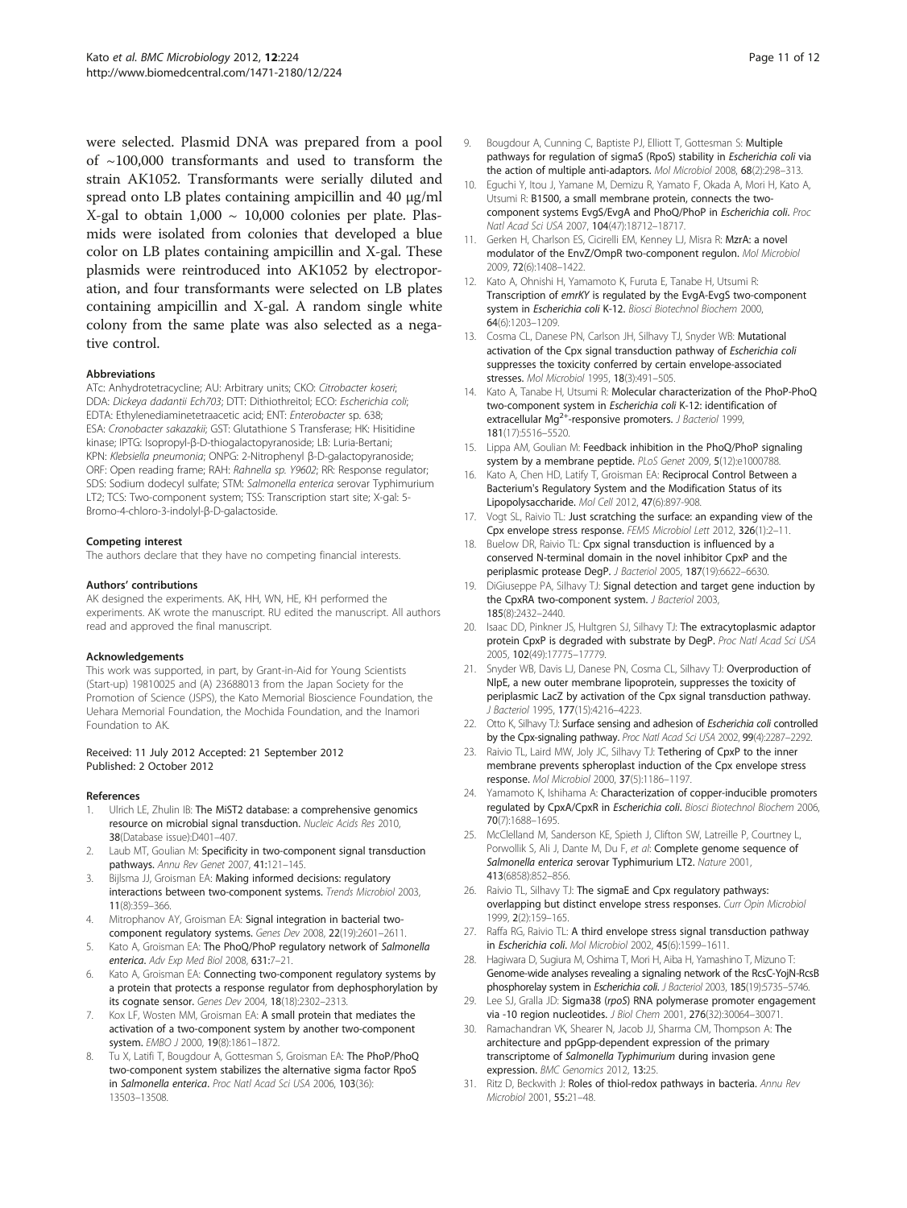were selected. Plasmid DNA was prepared from a pool of ~100,000 transformants and used to transform the strain AK1052. Transformants were serially diluted and spread onto LB plates containing ampicillin and 40 μg/ml X-gal to obtain 1,000 ~ 10,000 colonies per plate. Plasmids were isolated from colonies that developed a blue color on LB plates containing ampicillin and X-gal. These plasmids were reintroduced into AK1052 by electroporation, and four transformants were selected on LB plates containing ampicillin and X-gal. A random single white colony from the same plate was also selected as a negative control.

#### Abbreviations

ATc: Anhydrotetracycline; AU: Arbitrary units; CKO: *Citrobacter koseri*; DDA: *Dickeya dadantii Ech703*; DTT: Dithiothreitol; ECO: *Escherichia coli*; EDTA: Ethylenediaminetetraacetic acid; ENT: *Enterobacter* sp. 638; ESA: *Cronobacter sakazakii*; GST: Glutathione S Transferase; HK: Hisitidine kinase; IPTG: Isopropyl-β-D-thiogalactopyranoside; LB: Luria-Bertani; KPN: *Klebsiella pneumonia*; ONPG: 2-Nitrophenyl β-D-galactopyranoside; ORF: Open reading frame; RAH: *Rahnella sp. Y9602*; RR: Response regulator; SDS: Sodium dodecyl sulfate; STM: *Salmonella enterica* serovar Typhimurium LT2; TCS: Two-component system; TSS: Transcription start site; X-gal: 5-Bromo-4-chloro-3-indolyl-β-D-galactoside.

#### Competing interest

The authors declare that they have no competing financial interests.

#### Authors' contributions

AK designed the experiments. AK, HH, WN, HE, KH performed the experiments. AK wrote the manuscript. RU edited the manuscript. All authors read and approved the final manuscript.

#### Acknowledgements

This work was supported, in part, by Grant-in-Aid for Young Scientists (Start-up) 19810025 and (A) 23688013 from the Japan Society for the Promotion of Science (JSPS), the Kato Memorial Bioscience Foundation, the Uehara Memorial Foundation, the Mochida Foundation, and the Inamori Foundation to AK.

Received: 11 July 2012 Accepted: 21 September 2012
Published: 2 October 2012

#### References

1. Ulrich LE, Zhulin IB: **The MiST2 database: a comprehensive genomics resource on microbial signal transduction.** *Nucleic Acids Res* 2010, **38**(Database issue):D401–407.
2. Laub MT, Goulian M: **Specificity in two-component signal transduction pathways.** *Annu Rev Genet* 2007, **41**:121–145.
3. Bijlsma JJ, Groisman EA: **Making informed decisions: regulatory interactions between two-component systems.** *Trends Microbiol* 2003, **11**(8):359–366.
4. Mitrophanov AY, Groisman EA: **Signal integration in bacterial two-component regulatory systems.** *Genes Dev* 2008, **22**(19):2601–2611.
5. Kato A, Groisman EA: **The PhoQ/PhoP regulatory network of *Salmonella enterica*.** *Adv Exp Med Biol* 2008, **631**:7–21.
6. Kato A, Groisman EA: **Connecting two-component regulatory systems by a protein that protects a response regulator from dephosphorylation by its cognate sensor.** *Genes Dev* 2004, **18**(18):2302–2313.
7. Kox LF, Wosten MM, Groisman EA: **A small protein that mediates the activation of a two-component system by another two-component system.** *EMBO J* 2000, **19**(8):1861–1872.
8. Tu X, Latifi T, Bougdour A, Gottesman S, Groisman EA: **The PhoP/PhoQ two-component system stabilizes the alternative sigma factor RpoS in *Salmonella enterica*.** *Proc Natl Acad Sci USA* 2006, **103**(36): 13503–13508.
9. Bougdour A, Cunning C, Baptiste PJ, Elliott T, Gottesman S: **Multiple pathways for regulation of sigmaS (RpoS) stability in *Escherichia coli* via the action of multiple anti-adaptors.** *Mol Microbiol* 2008, **68**(2):298–313.
10. Eguchi Y, Itou J, Yamane M, Demizu R, Yamato F, Okada A, Mori H, Kato A, Utsumi R: **B1500, a small membrane protein, connects the two-component systems EvgS/EvgA and PhoQ/PhoP in *Escherichia coli*.** *Proc Natl Acad Sci USA* 2007, **104**(47):18712–18717.
11. Gerken H, Charlson ES, Cicirelli EM, Kenney LJ, Misra R: **MzrA: a novel modulator of the EnvZ/OmpR two-component regulon.** *Mol Microbiol* 2009, **72**(6):1408–1422.
12. Kato A, Ohnishi H, Yamamoto K, Furuta E, Tanabe H, Utsumi R: **Transcription of *emrKY* is regulated by the EvgA-EvgS two-component system in *Escherichia coli* K-12.** *Biosci Biotechnol Biochem* 2000, **64**(6):1203–1209.
13. Cosma CL, Danese PN, Carlson JH, Silhavy TJ, Snyder WB: **Mutational activation of the Cpx signal transduction pathway of *Escherichia coli* suppresses the toxicity conferred by certain envelope-associated stresses.** *Mol Microbiol* 1995, **18**(3):491–505.
14. Kato A, Tanabe H, Utsumi R: **Molecular characterization of the PhoP-PhoQ two-component system in *Escherichia coli* K-12: identification of extracellular $Mg^{2+}$-responsive promoters.** *J Bacteriol* 1999, **181**(17):5516–5520.
15. Lippa AM, Goulian M: **Feedback inhibition in the PhoQ/PhoP signaling system by a membrane peptide.** *PLoS Genet* 2009, **5**(12):e1000788.
16. Kato A, Chen HD, Latify T, Groisman EA: **Reciprocal Control Between a Bacterium's Regulatory System and the Modification Status of its Lipopolysaccharide.** *Mol Cell* 2012, **47**(6):897-908.
17. Vogt SL, Raivio TL: **Just scratching the surface: an expanding view of the Cpx envelope stress response.** *FEMS Microbiol Lett* 2012, **326**(1):2–11.
18. Buelow DR, Raivio TL: **Cpx signal transduction is influenced by a conserved N-terminal domain in the novel inhibitor CpxP and the periplasmic protease DegP.** *J Bacteriol* 2005, **187**(19):6622–6630.
19. DiGiuseppe PA, Silhavy TJ: **Signal detection and target gene induction by the CpxRA two-component system.** *J Bacteriol* 2003, **185**(8):2432–2440.
20. Isaac DD, Pinkner JS, Hultgren SJ, Silhavy TJ: **The extracytoplasmic adaptor protein CpxP is degraded with substrate by DegP.** *Proc Natl Acad Sci USA* 2005, **102**(49):17775–17779.
21. Snyder WB, Davis LJ, Danese PN, Cosma CL, Silhavy TJ: **Overproduction of NlpE, a new outer membrane lipoprotein, suppresses the toxicity of periplasmic LacZ by activation of the Cpx signal transduction pathway.** *J Bacteriol* 1995, **177**(15):4216–4223.
22. Otto K, Silhavy TJ: **Surface sensing and adhesion of *Escherichia coli* controlled by the Cpx-signaling pathway.** *Proc Natl Acad Sci USA* 2002, **99**(4):2287–2292.
23. Raivio TL, Laird MW, Joly JC, Silhavy TJ: **Tethering of CpxP to the inner membrane prevents spheroplast induction of the Cpx envelope stress response.** *Mol Microbiol* 2000, **37**(5):1186–1197.
24. Yamamoto K, Ishihama A: **Characterization of copper-inducible promoters regulated by CpxA/CpxR in *Escherichia coli*.** *Biosci Biotechnol Biochem* 2006, **70**(7):1688–1695.
25. McClelland M, Sanderson KE, Spieth J, Clifton SW, Latreille P, Courtney L, Porwollik S, Ali J, Dante M, Du F, *et al*: **Complete genome sequence of *Salmonella enterica* serovar Typhimurium LT2.** *Nature* 2001, **413**(6858):852–856.
26. Raivio TL, Silhavy TJ: **The sigmaE and Cpx regulatory pathways: overlapping but distinct envelope stress responses.** *Curr Opin Microbiol* 1999, **2**(2):159–165.
27. Raffa RG, Raivio TL: **A third envelope stress signal transduction pathway in *Escherichia coli*.** *Mol Microbiol* 2002, **45**(6):1599–1611.
28. Hagiwara D, Sugiura M, Oshima T, Mori H, Aiba H, Yamashino T, Mizuno T: **Genome-wide analyses revealing a signaling network of the RcsC-YojN-RcsB phosphorelay system in *Escherichia coli*.** *J Bacteriol* 2003, **185**(19):5735–5746.
29. Lee SJ, Gralla JD: **Sigma38 (*rpoS*) RNA polymerase promoter engagement via -10 region nucleotides.** *J Biol Chem* 2001, **276**(32):30064–30071.
30. Ramachandran VK, Shearer N, Jacob JJ, Sharma CM, Thompson A: **The architecture and ppGpp-dependent expression of the primary transcriptome of *Salmonella Typhimurium* during invasion gene expression.** *BMC Genomics* 2012, **13**:25.
31. Ritz D, Beckwith J: **Roles of thiol-redox pathways in bacteria.** *Annu Rev Microbiol* 2001, **55**:21–48.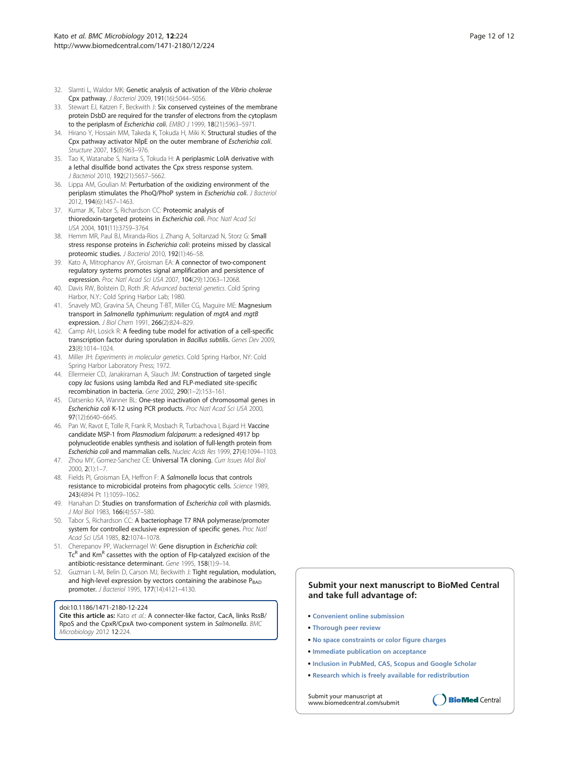32. Slamti L, Waldor MK: Genetic analysis of activation of the *Vibrio cholerae* Cpx pathway. *J Bacteriol* 2009, **191**(16):5044–5056.
33. Stewart EJ, Katzen F, Beckwith J: Six conserved cysteines of the membrane protein DsbD are required for the transfer of electrons from the cytoplasm to the periplasm of *Escherichia coli*. *EMBO J* 1999, **18**(21):5963–5971.
34. Hirano Y, Hossain MM, Takeda K, Tokuda H, Miki K: Structural studies of the Cpx pathway activator NlpE on the outer membrane of *Escherichia coli*. *Structure* 2007, **15**(8):963–976.
35. Tao K, Watanabe S, Narita S, Tokuda H: A periplasmic LolA derivative with a lethal disulfide bond activates the Cpx stress response system. *J Bacteriol* 2010, **192**(21):5657–5662.
36. Lippa AM, Goulian M: Perturbation of the oxidizing environment of the periplasm stimulates the PhoQ/PhoP system in *Escherichia coli*. *J Bacteriol* 2012, **194**(6):1457–1463.
37. Kumar JK, Tabor S, Richardson CC: Proteomic analysis of thioredoxin-targeted proteins in *Escherichia coli*. *Proc Natl Acad Sci USA* 2004, **101**(11):3759–3764.
38. Hemm MR, Paul BJ, Miranda-Rios J, Zhang A, Soltanzad N, Storz G: Small stress response proteins in *Escherichia coli*: proteins missed by classical proteomic studies. *J Bacteriol* 2010, **192**(1):46–58.
39. Kato A, Mitrophanov AY, Groisman EA: A connector of two-component regulatory systems promotes signal amplification and persistence of expression. *Proc Natl Acad Sci USA* 2007, **104**(29):12063–12068.
40. Davis RW, Bolstein D, Roth JR: *Advanced bacterial genetics*. Cold Spring Harbor, N.Y.: Cold Spring Harbor Lab; 1980.
41. Snavely MD, Gravina SA, Cheung T-BT, Miller CG, Maguire ME: Magnesium transport in *Salmonella typhimurium*: regulation of *mgtA* and *mgtB* expression. *J Biol Chem* 1991, **266**(2):824–829.
42. Camp AH, Losick R: A feeding tube model for activation of a cell-specific transcription factor during sporulation in *Bacillus subtilis*. *Genes Dev* 2009, **23**(8):1014–1024.
43. Miller JH: *Experiments in molecular genetics*. Cold Spring Harbor, NY: Cold Spring Harbor Laboratory Press; 1972.
44. Ellermeier CD, Janakiraman A, Slauch JM: Construction of targeted single copy *lac* fusions using lambda Red and FLP-mediated site-specific recombination in bacteria. *Gene* 2002, **290**(1–2):153–161.
45. Datsenko KA, Wanner BL: One-step inactivation of chromosomal genes in *Escherichia coli* K-12 using PCR products. *Proc Natl Acad Sci USA* 2000, **97**(12):6640–6645.
46. Pan W, Ravot E, Tolle R, Frank R, Mosbach R, Turbachova I, Bujard H: Vaccine candidate MSP-1 from *Plasmodium falciparum*: a redesigned 4917 bp polynucleotide enables synthesis and isolation of full-length protein from *Escherichia coli* and mammalian cells. *Nucleic Acids Res* 1999, **27**(4):1094–1103.
47. Zhou MY, Gomez-Sanchez CE: Universal TA cloning. *Curr Issues Mol Biol* 2000, **2**(1):1–7.
48. Fields PI, Groisman EA, Heffron F: A *Salmonella* locus that controls resistance to microbicidal proteins from phagocytic cells. *Science* 1989, **243**(4894 Pt 1):1059–1062.
49. Hanahan D: Studies on transformation of *Escherichia coli* with plasmids. *J Mol Biol* 1983, **166**(4):557–580.
50. Tabor S, Richardson CC: A bacteriophage T7 RNA polymerase/promoter system for controlled exclusive expression of specific genes. *Proc Natl Acad Sci USA* 1985, **82**:1074–1078.
51. Cherepanov PP, Wackernagel W: Gene disruption in *Escherichia coli*: $Tc^R$ and $Km^R$ cassettes with the option of Flp-catalyzed excision of the antibiotic-resistance determinant. *Gene* 1995, **158**(1):9–14.
52. Guzman L-M, Belin D, Carson MJ, Beckwith J: Tight regulation, modulation, and high-level expression by vectors containing the arabinose $P_{BAD}$ promoter. *J Bacteriol* 1995, **177**(14):4121–4130.

doi:10.1186/1471-2180-12-224

**Cite this article as:** Kato *et al.*: A connecter-like factor, CacA, links RssB/RpoS and the CpxR/CpxA two-component system in *Salmonella*. *BMC Microbiology* 2012 **12**:224.

**Submit your next manuscript to BioMed Central and take full advantage of:**

- **Convenient online submission**
- **Thorough peer review**
- **No space constraints or color figure charges**
- **Immediate publication on acceptance**
- **Inclusion in PubMed, CAS, Scopus and Google Scholar**
- **Research which is freely available for redistribution**

Submit your manuscript at www.biomedcentral.com/submit

BioMed Central